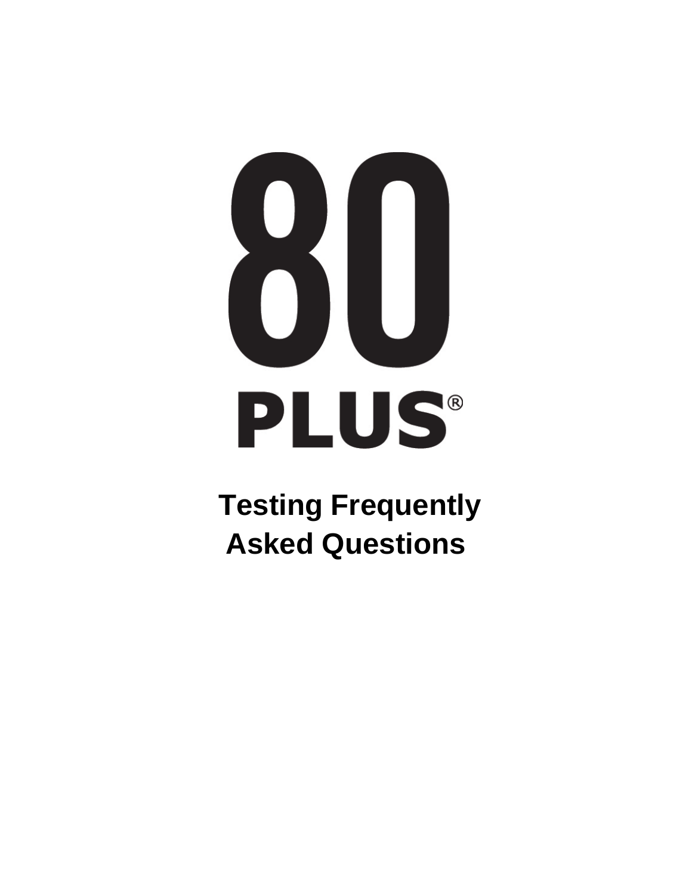# 80 PLUS®

## Testing Frequently Asked Questions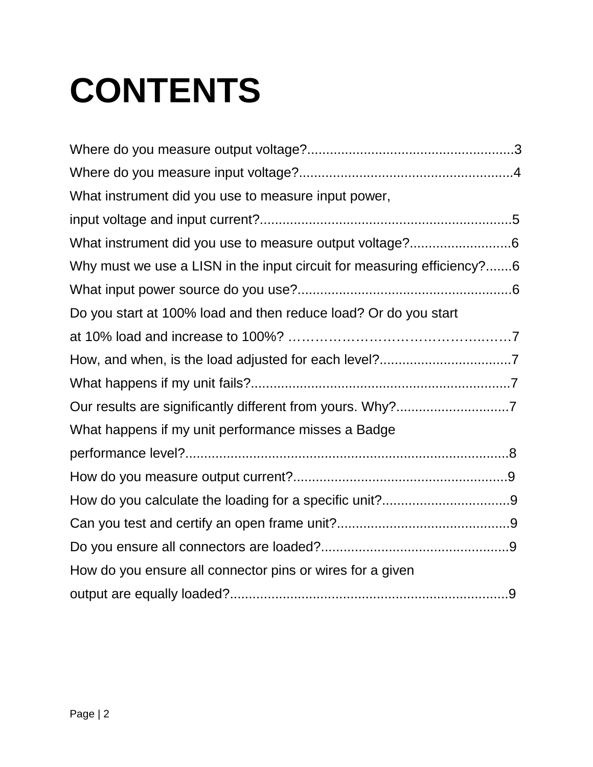# CONTENTS

Where do you measure output voltage?.......................................................3
Where do you measure input voltage?.........................................................4
What instrument did you use to measure input power,
input voltage and input current?...................................................................5
What instrument did you use to measure output voltage?...........................6
Why must we use a LISN in the input circuit for measuring efficiency?.......6
What input power source do you use?.........................................................6
Do you start at 100% load and then reduce load? Or do you start
at 10% load and increase to 100%? ………………………………………..……7
How, and when, is the load adjusted for each level?...................................7
What happens if my unit fails?.....................................................................7
Our results are significantly different from yours. Why?..............................7
What happens if my unit performance misses a Badge
performance level?.......................................................................................8
How do you measure output current?.........................................................9
How do you calculate the loading for a specific unit?..................................9
Can you test and certify an open frame unit?..............................................9
Do you ensure all connectors are loaded?..................................................9
How do you ensure all connector pins or wires for a given
output are equally loaded?...........................................................................9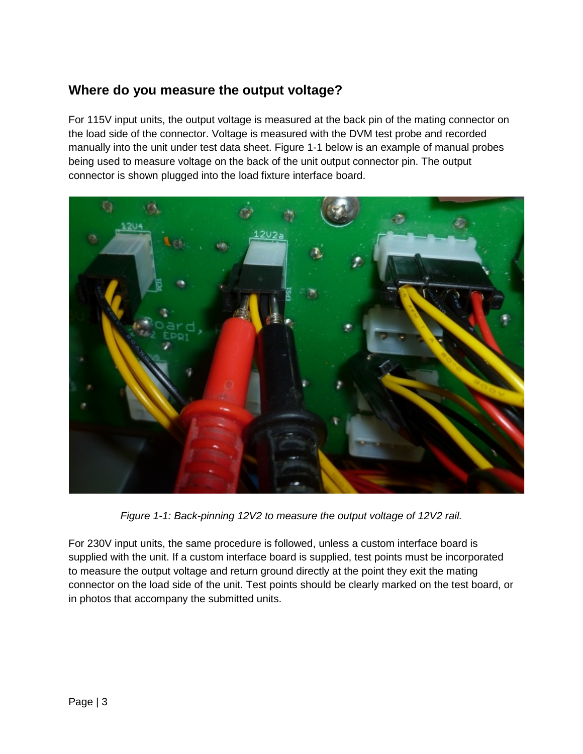## Where do you measure the output voltage?

For 115V input units, the output voltage is measured at the back pin of the mating connector on the load side of the connector. Voltage is measured with the DVM test probe and recorded manually into the unit under test data sheet. Figure 1-1 below is an example of manual probes being used to measure voltage on the back of the unit output connector pin. The output connector is shown plugged into the load fixture interface board.

*Figure 1-1: Back-pinning 12V2 to measure the output voltage of 12V2 rail.*

For 230V input units, the same procedure is followed, unless a custom interface board is supplied with the unit. If a custom interface board is supplied, test points must be incorporated to measure the output voltage and return ground directly at the point they exit the mating connector on the load side of the unit. Test points should be clearly marked on the test board, or in photos that accompany the submitted units.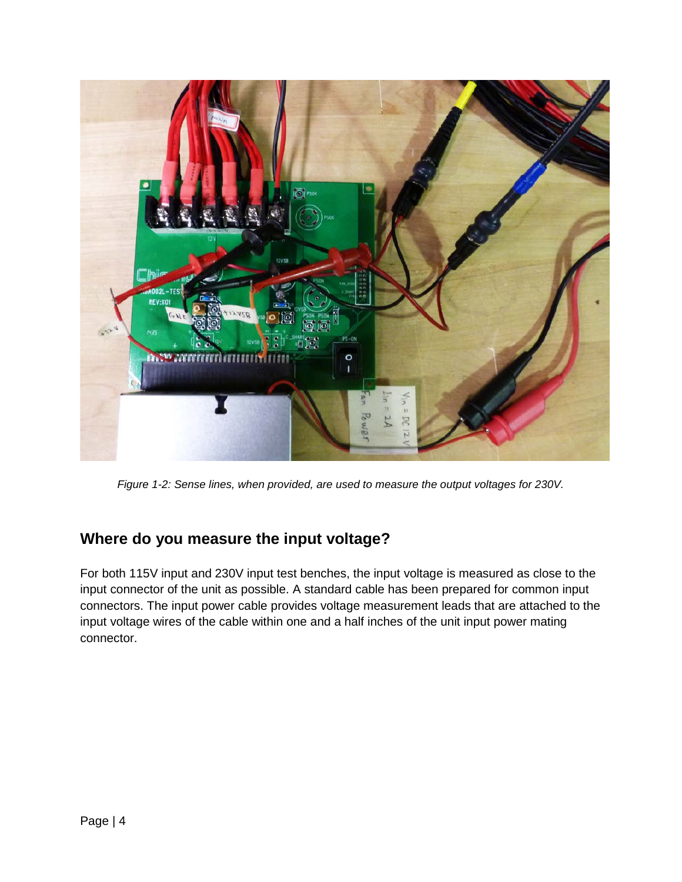*Figure 1-2: Sense lines, when provided, are used to measure the output voltages for 230V.*

## Where do you measure the input voltage?

For both 115V input and 230V input test benches, the input voltage is measured as close to the input connector of the unit as possible. A standard cable has been prepared for common input connectors. The input power cable provides voltage measurement leads that are attached to the input voltage wires of the cable within one and a half inches of the unit input power mating connector.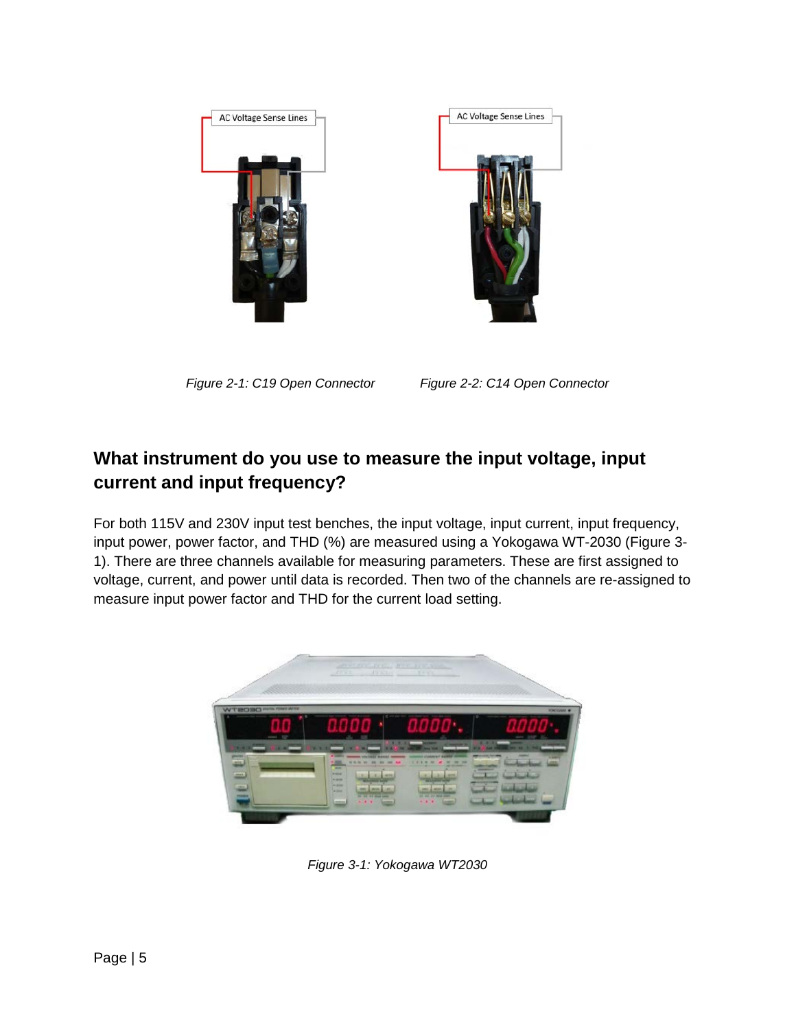AC Voltage Sense Lines

AC Voltage Sense Lines

*Figure 2-1: C19 Open Connector*

*Figure 2-2: C14 Open Connector*

## What instrument do you use to measure the input voltage, input current and input frequency?

For both 115V and 230V input test benches, the input voltage, input current, input frequency, input power, power factor, and THD (%) are measured using a Yokogawa WT-2030 (Figure 3-1). There are three channels available for measuring parameters. These are first assigned to voltage, current, and power until data is recorded. Then two of the channels are re-assigned to measure input power factor and THD for the current load setting.

*Figure 3-1: Yokogawa WT2030*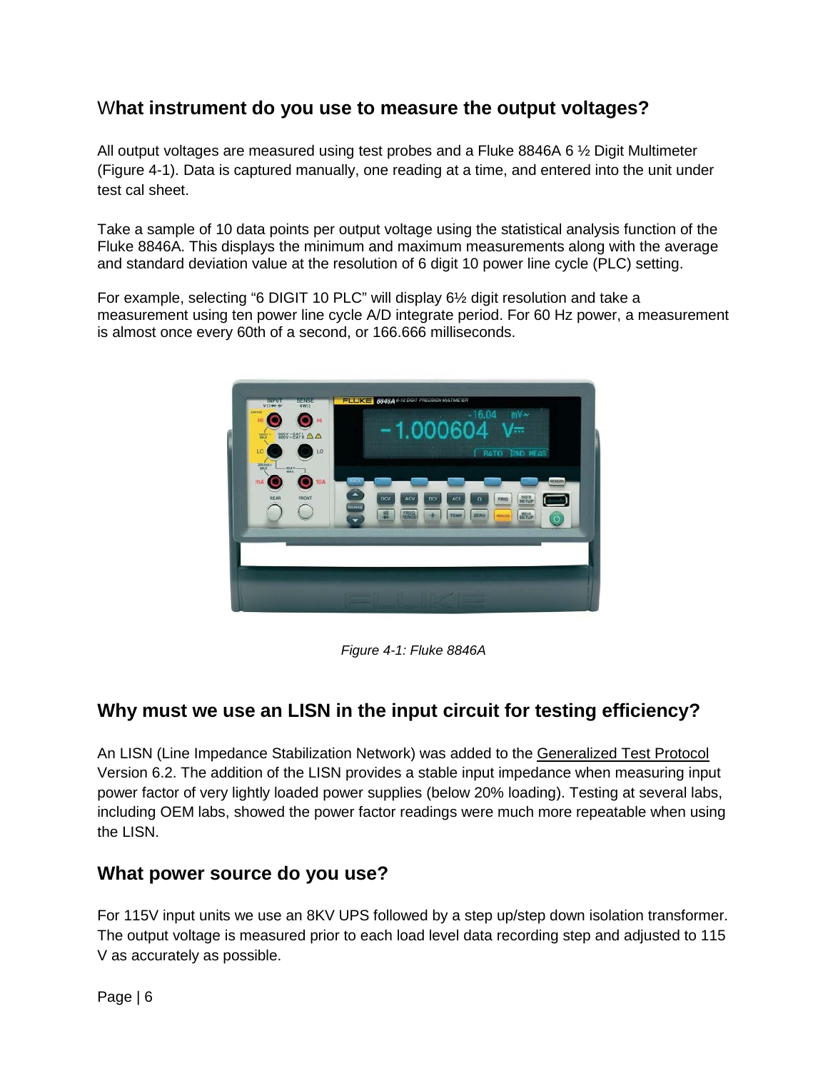## What instrument do you use to measure the output voltages?

All output voltages are measured using test probes and a Fluke 8846A 6 ½ Digit Multimeter (Figure 4-1). Data is captured manually, one reading at a time, and entered into the unit under test cal sheet.

Take a sample of 10 data points per output voltage using the statistical analysis function of the Fluke 8846A. This displays the minimum and maximum measurements along with the average and standard deviation value at the resolution of 6 digit 10 power line cycle (PLC) setting.

For example, selecting “6 DIGIT 10 PLC” will display 6½ digit resolution and take a measurement using ten power line cycle A/D integrate period. For 60 Hz power, a measurement is almost once every 60th of a second, or 166.666 milliseconds.

*Figure 4-1: Fluke 8846A*

## Why must we use an LISN in the input circuit for testing efficiency?

An LISN (Line Impedance Stabilization Network) was added to the Generalized Test Protocol Version 6.2. The addition of the LISN provides a stable input impedance when measuring input power factor of very lightly loaded power supplies (below 20% loading). Testing at several labs, including OEM labs, showed the power factor readings were much more repeatable when using the LISN.

## What power source do you use?

For 115V input units we use an 8KV UPS followed by a step up/step down isolation transformer. The output voltage is measured prior to each load level data recording step and adjusted to 115 V as accurately as possible.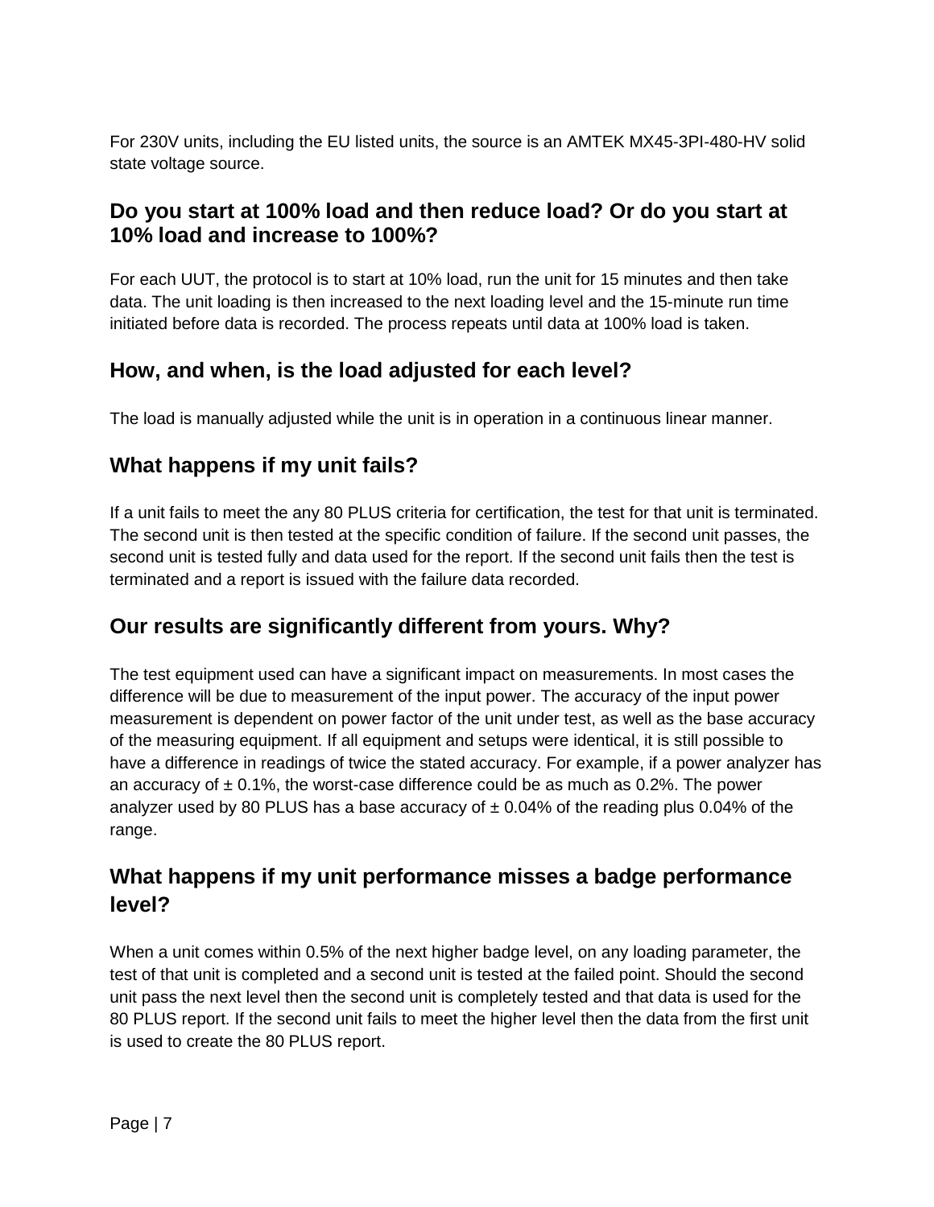For 230V units, including the EU listed units, the source is an AMTEK MX45-3PI-480-HV solid state voltage source.

## Do you start at 100% load and then reduce load? Or do you start at 10% load and increase to 100%?

For each UUT, the protocol is to start at 10% load, run the unit for 15 minutes and then take data. The unit loading is then increased to the next loading level and the 15-minute run time initiated before data is recorded. The process repeats until data at 100% load is taken.

## How, and when, is the load adjusted for each level?

The load is manually adjusted while the unit is in operation in a continuous linear manner.

## What happens if my unit fails?

If a unit fails to meet the any 80 PLUS criteria for certification, the test for that unit is terminated. The second unit is then tested at the specific condition of failure. If the second unit passes, the second unit is tested fully and data used for the report. If the second unit fails then the test is terminated and a report is issued with the failure data recorded.

## Our results are significantly different from yours. Why?

The test equipment used can have a significant impact on measurements. In most cases the difference will be due to measurement of the input power. The accuracy of the input power measurement is dependent on power factor of the unit under test, as well as the base accuracy of the measuring equipment. If all equipment and setups were identical, it is still possible to have a difference in readings of twice the stated accuracy. For example, if a power analyzer has an accuracy of ± 0.1%, the worst-case difference could be as much as 0.2%. The power analyzer used by 80 PLUS has a base accuracy of ± 0.04% of the reading plus 0.04% of the range.

## What happens if my unit performance misses a badge performance level?

When a unit comes within 0.5% of the next higher badge level, on any loading parameter, the test of that unit is completed and a second unit is tested at the failed point. Should the second unit pass the next level then the second unit is completely tested and that data is used for the 80 PLUS report. If the second unit fails to meet the higher level then the data from the first unit is used to create the 80 PLUS report.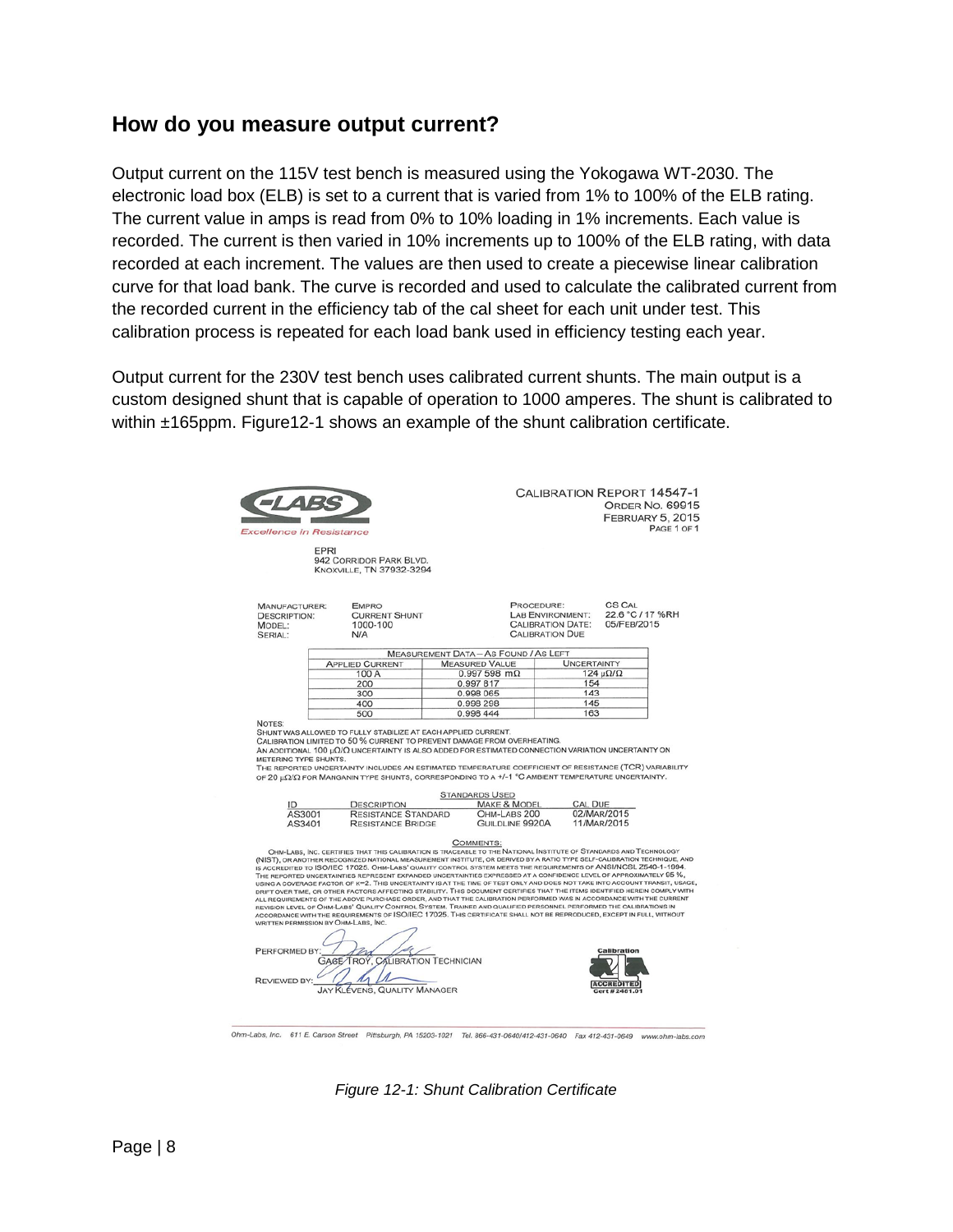## How do you measure output current?

Output current on the 115V test bench is measured using the Yokogawa WT-2030. The electronic load box (ELB) is set to a current that is varied from 1% to 100% of the ELB rating. The current value in amps is read from 0% to 10% loading in 1% increments. Each value is recorded. The current is then varied in 10% increments up to 100% of the ELB rating, with data recorded at each increment. The values are then used to create a piecewise linear calibration curve for that load bank. The curve is recorded and used to calculate the calibrated current from the recorded current in the efficiency tab of the cal sheet for each unit under test. This calibration process is repeated for each load bank used in efficiency testing each year.

Output current for the 230V test bench uses calibrated current shunts. The main output is a custom designed shunt that is capable of operation to 1000 amperes. The shunt is calibrated to within ±165ppm. Figure12-1 shows an example of the shunt calibration certificate.

OHM-LABS
Excellence in Resistance

CALIBRATION REPORT 14547-1
ORDER NO. 69915
FEBRUARY 5, 2015
PAGE 1 OF 1

EPRI
942 CORRIDOR PARK BLVD.
KNOXVILLE, TN 37932-3294

MANUFACTURER: EMPRO
DESCRIPTION: CURRENT SHUNT
MODEL: 1000-100
SERIAL: N/A

PROCEDURE: CS CAL
LAB ENVIRONMENT: 22.6 °C / 17 %RH
CALIBRATION DATE: 05/FEB/2015
CALIBRATION DUE

| MEASUREMENT DATA – AS FOUND / AS LEFT | | |
|---|---|---|
| APPLIED CURRENT | MEASURED VALUE | UNCERTAINTY |
| 100 A | 0.997 598 mΩ | 124 μΩ/Ω |
| 200 | 0.997 817 | 154 |
| 300 | 0.998 065 | 143 |
| 400 | 0.998 298 | 145 |
| 500 | 0.998 444 | 163 |

NOTES:
SHUNT WAS ALLOWED TO FULLY STABILIZE AT EACH APPLIED CURRENT.
CALIBRATION LIMITED TO 50 % CURRENT TO PREVENT DAMAGE FROM OVERHEATING.
AN ADDITIONAL 100 μΩ/Ω UNCERTAINTY IS ALSO ADDED FOR ESTIMATED CONNECTION VARIATION UNCERTAINTY ON METERING TYPE SHUNTS.
THE REPORTED UNCERTAINTY INCLUDES AN ESTIMATED TEMPERATURE COEFFICIENT OF RESISTANCE (TCR) VARIABILITY OF 20 μΩ/Ω FOR MANGANIN TYPE SHUNTS, CORRESPONDING TO A +/-1 °C AMBIENT TEMPERATURE UNCERTAINTY.

STANDARDS USED

| ID | DESCRIPTION | MAKE & MODEL | CAL DUE |
|---|---|---|---|
| AS3001 | RESISTANCE STANDARD | OHM-LABS 200 | 02/MAR/2015 |
| AS3401 | RESISTANCE BRIDGE | GUILDLINE 9920A | 11/MAR/2015 |

COMMENTS:
OHM-LABS, INC. CERTIFIES THAT THIS CALIBRATION IS TRACEABLE TO THE NATIONAL INSTITUTE OF STANDARDS AND TECHNOLOGY (NIST), OR ANOTHER RECOGNIZED NATIONAL MEASUREMENT INSTITUTE, OR DERIVED BY A RATIO TYPE SELF-CALIBRATION TECHNIQUE, AND IS ACCREDITED TO ISO/IEC 17025. OHM-LABS' QUALITY CONTROL SYSTEM MEETS THE REQUIREMENTS OF ANSI/NCSL Z540-1-1994. THE REPORTED UNCERTAINTIES REPRESENT EXPANDED UNCERTAINTIES EXPRESSED AT A CONFIDENCE LEVEL OF APPROXIMATELY 95 %, USING A COVERAGE FACTOR OF K=2. THIS UNCERTAINTY IS AT THE TIME OF TEST ONLY AND DOES NOT TAKE INTO ACCOUNT TRANSIT, USAGE, DRIFT OVER TIME, OR OTHER FACTORS AFFECTING STABILITY. THIS DOCUMENT CERTIFIES THAT THE ITEMS IDENTIFIED HEREIN COMPLY WITH ALL REQUIREMENTS OF THE ABOVE PURCHASE ORDER, AND THAT THE CALIBRATION PERFORMED WAS IN ACCORDANCE WITH THE CURRENT REVISION LEVEL OF OHM-LABS' QUALITY CONTROL SYSTEM. TRAINED AND QUALIFIED PERSONNEL PERFORMED THE CALIBRATIONS IN ACCORDANCE WITH THE REQUIREMENTS OF ISO/IEC 17025. THIS CERTIFICATE SHALL NOT BE REPRODUCED, EXCEPT IN FULL, WITHOUT WRITTEN PERMISSION BY OHM-LABS, INC.

PERFORMED BY: GAGE TROY, CALIBRATION TECHNICIAN

REVIEWED BY: JAY KLEVENS, QUALITY MANAGER

Calibration ACCREDITED Cert # 2461.01

Ohm-Labs, Inc. 611 E. Carson Street Pittsburgh, PA 15203-1021 Tel. 866-431-0640/412-431-0640 Fax 412-431-0649 www.ohm-labs.com

*Figure 12-1: Shunt Calibration Certificate*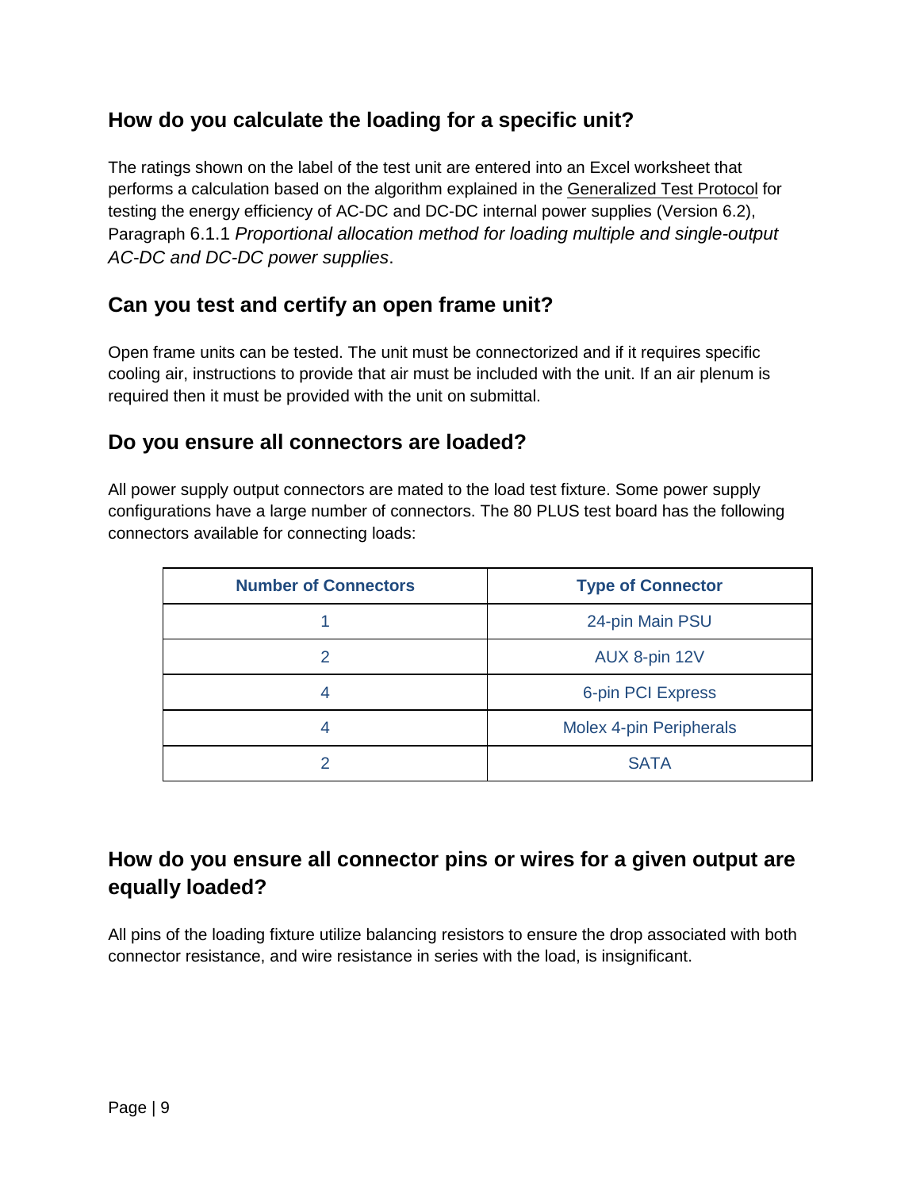## How do you calculate the loading for a specific unit?

The ratings shown on the label of the test unit are entered into an Excel worksheet that performs a calculation based on the algorithm explained in the Generalized Test Protocol for testing the energy efficiency of AC-DC and DC-DC internal power supplies (Version 6.2), Paragraph 6.1.1 *Proportional allocation method for loading multiple and single-output AC-DC and DC-DC power supplies*.

## Can you test and certify an open frame unit?

Open frame units can be tested. The unit must be connectorized and if it requires specific cooling air, instructions to provide that air must be included with the unit. If an air plenum is required then it must be provided with the unit on submittal.

## Do you ensure all connectors are loaded?

All power supply output connectors are mated to the load test fixture. Some power supply configurations have a large number of connectors. The 80 PLUS test board has the following connectors available for connecting loads:

| Number of Connectors | Type of Connector |
|---|---|
| 1 | 24-pin Main PSU |
| 2 | AUX 8-pin 12V |
| 4 | 6-pin PCI Express |
| 4 | Molex 4-pin Peripherals |
| 2 | SATA |

## How do you ensure all connector pins or wires for a given output are equally loaded?

All pins of the loading fixture utilize balancing resistors to ensure the drop associated with both connector resistance, and wire resistance in series with the load, is insignificant.